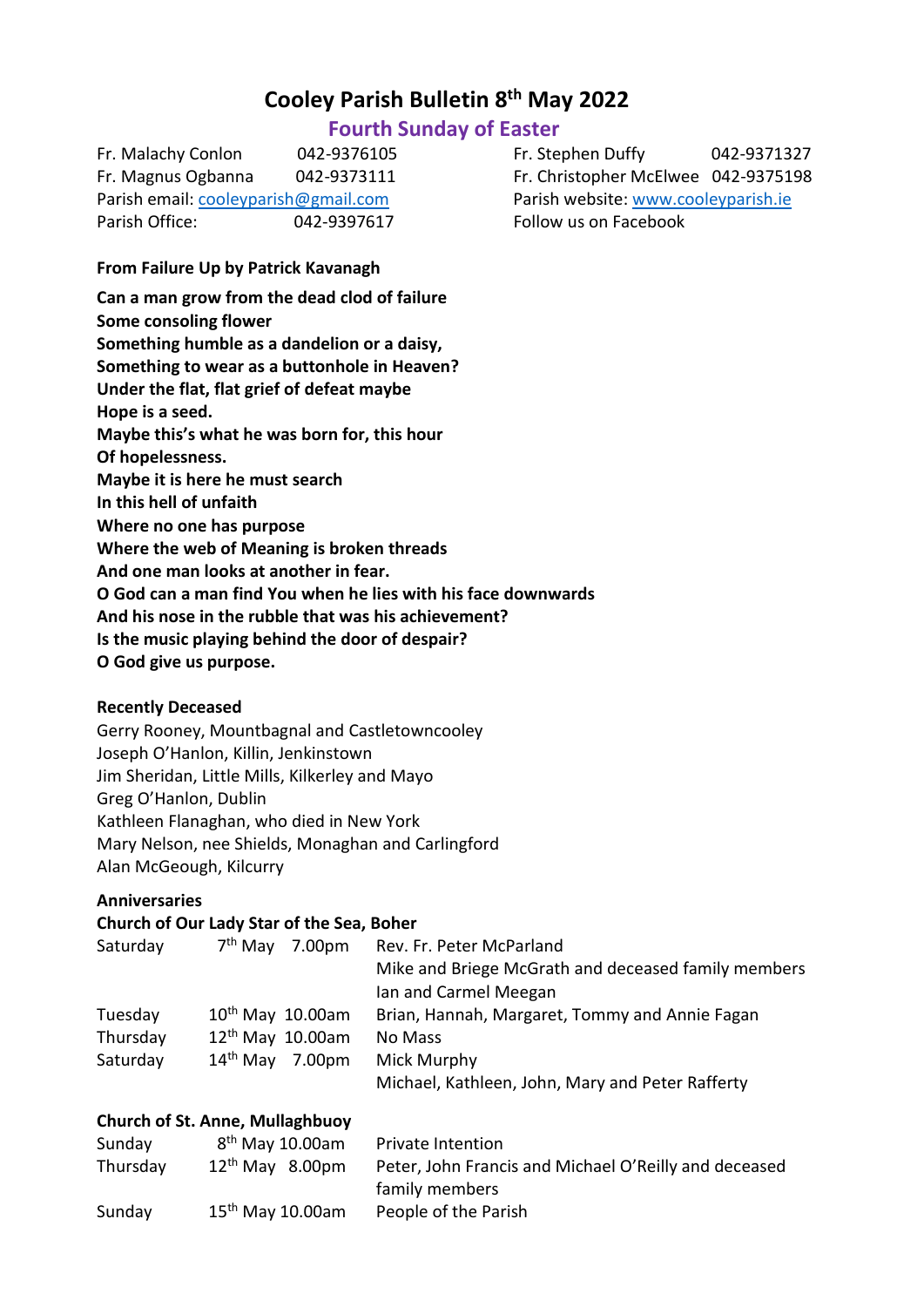# Cooley Parish Bulletin 8th May 2022

## Fourth Sunday of Easter

| | | | |
|---|---|---|---|
| Fr. Malachy Conlon | 042-9376105 | Fr. Stephen Duffy | 042-9371327 |
| Fr. Magnus Ogbanna | 042-9373111 | Fr. Christopher McElwee | 042-9375198 |
| Parish email: cooleyparish@gmail.com | | Parish website: www.cooleyparish.ie | |
| Parish Office: | 042-9397617 | Follow us on Facebook | |

**From Failure Up by Patrick Kavanagh**

**Can a man grow from the dead clod of failure**
**Some consoling flower**
**Something humble as a dandelion or a daisy,**
**Something to wear as a buttonhole in Heaven?**
**Under the flat, flat grief of defeat maybe**
**Hope is a seed.**
**Maybe this's what he was born for, this hour**
**Of hopelessness.**
**Maybe it is here he must search**
**In this hell of unfaith**
**Where no one has purpose**
**Where the web of Meaning is broken threads**
**And one man looks at another in fear.**
**O God can a man find You when he lies with his face downwards**
**And his nose in the rubble that was his achievement?**
**Is the music playing behind the door of despair?**
**O God give us purpose.**

**Recently Deceased**

Gerry Rooney, Mountbagnal and Castletowncooley
Joseph O'Hanlon, Killin, Jenkinstown
Jim Sheridan, Little Mills, Kilkerley and Mayo
Greg O'Hanlon, Dublin
Kathleen Flanaghan, who died in New York
Mary Nelson, nee Shields, Monaghan and Carlingford
Alan McGeough, Kilcurry

**Anniversaries**

**Church of Our Lady Star of the Sea, Boher**

| | | |
|---|---|---|
| Saturday | 7th May 7.00pm | Rev. Fr. Peter McParland |
| | | Mike and Briege McGrath and deceased family members |
| | | Ian and Carmel Meegan |
| Tuesday | 10th May 10.00am | Brian, Hannah, Margaret, Tommy and Annie Fagan |
| Thursday | 12th May 10.00am | No Mass |
| Saturday | 14th May 7.00pm | Mick Murphy |
| | | Michael, Kathleen, John, Mary and Peter Rafferty |

**Church of St. Anne, Mullaghbuoy**

| | | |
|---|---|---|
| Sunday | 8th May 10.00am | Private Intention |
| Thursday | 12th May 8.00pm | Peter, John Francis and Michael O'Reilly and deceased family members |
| Sunday | 15th May 10.00am | People of the Parish |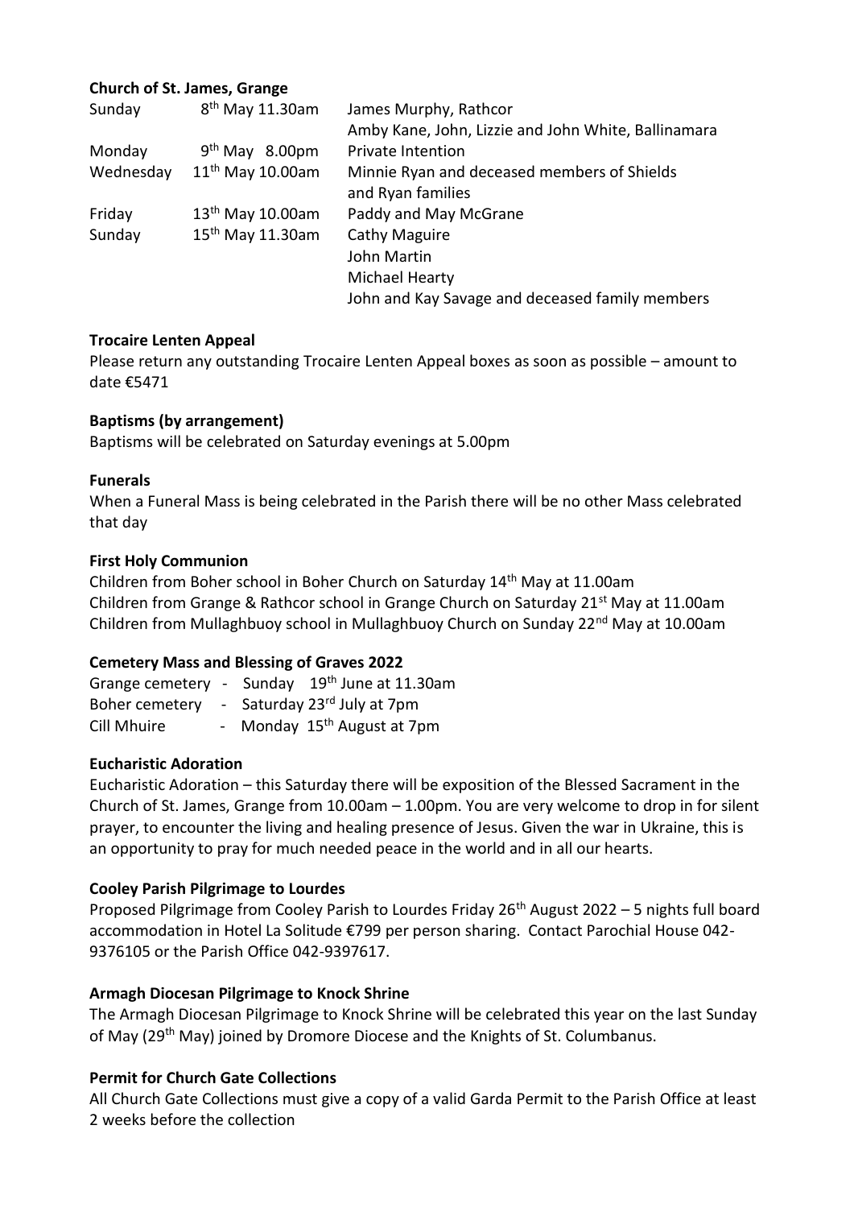**Church of St. James, Grange**

| | | |
|---|---|---|
| Sunday | 8th May 11.30am | James Murphy, Rathcor |
| | | Amby Kane, John, Lizzie and John White, Ballinamara |
| Monday | 9th May 8.00pm | Private Intention |
| Wednesday | 11th May 10.00am | Minnie Ryan and deceased members of Shields and Ryan families |
| Friday | 13th May 10.00am | Paddy and May McGrane |
| Sunday | 15th May 11.30am | Cathy Maguire |
| | | John Martin |
| | | Michael Hearty |
| | | John and Kay Savage and deceased family members |

**Trocaire Lenten Appeal**

Please return any outstanding Trocaire Lenten Appeal boxes as soon as possible – amount to date €5471

**Baptisms (by arrangement)**

Baptisms will be celebrated on Saturday evenings at 5.00pm

**Funerals**

When a Funeral Mass is being celebrated in the Parish there will be no other Mass celebrated that day

**First Holy Communion**

Children from Boher school in Boher Church on Saturday 14th May at 11.00am
Children from Grange & Rathcor school in Grange Church on Saturday 21st May at 11.00am
Children from Mullaghbuoy school in Mullaghbuoy Church on Sunday 22nd May at 10.00am

**Cemetery Mass and Blessing of Graves 2022**

Grange cemetery - Sunday 19th June at 11.30am
Boher cemetery - Saturday 23rd July at 7pm
Cill Mhuire - Monday 15th August at 7pm

**Eucharistic Adoration**

Eucharistic Adoration – this Saturday there will be exposition of the Blessed Sacrament in the Church of St. James, Grange from 10.00am – 1.00pm. You are very welcome to drop in for silent prayer, to encounter the living and healing presence of Jesus. Given the war in Ukraine, this is an opportunity to pray for much needed peace in the world and in all our hearts.

**Cooley Parish Pilgrimage to Lourdes**

Proposed Pilgrimage from Cooley Parish to Lourdes Friday 26th August 2022 – 5 nights full board accommodation in Hotel La Solitude €799 per person sharing. Contact Parochial House 042-9376105 or the Parish Office 042-9397617.

**Armagh Diocesan Pilgrimage to Knock Shrine**

The Armagh Diocesan Pilgrimage to Knock Shrine will be celebrated this year on the last Sunday of May (29th May) joined by Dromore Diocese and the Knights of St. Columbanus.

**Permit for Church Gate Collections**

All Church Gate Collections must give a copy of a valid Garda Permit to the Parish Office at least 2 weeks before the collection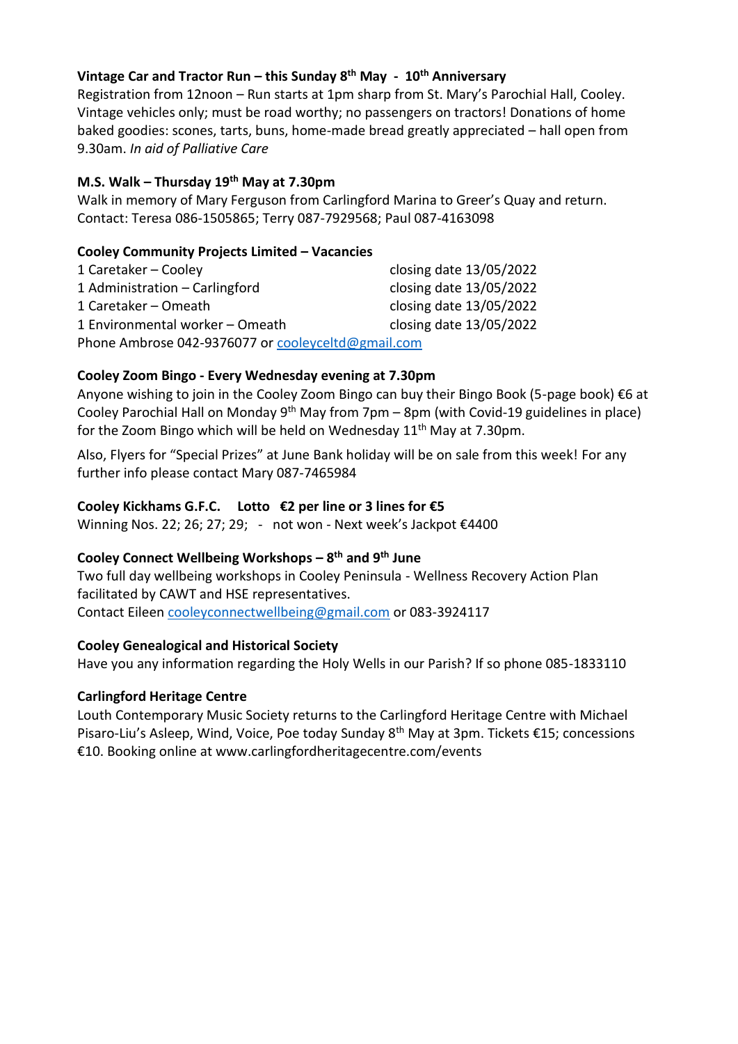**Vintage Car and Tractor Run – this Sunday 8th May - 10th Anniversary**

Registration from 12noon – Run starts at 1pm sharp from St. Mary's Parochial Hall, Cooley. Vintage vehicles only; must be road worthy; no passengers on tractors! Donations of home baked goodies: scones, tarts, buns, home-made bread greatly appreciated – hall open from 9.30am. *In aid of Palliative Care*

**M.S. Walk – Thursday 19th May at 7.30pm**

Walk in memory of Mary Ferguson from Carlingford Marina to Greer's Quay and return. Contact: Teresa 086-1505865; Terry 087-7929568; Paul 087-4163098

**Cooley Community Projects Limited – Vacancies**

| | |
|---|---|
| 1 Caretaker – Cooley | closing date 13/05/2022 |
| 1 Administration – Carlingford | closing date 13/05/2022 |
| 1 Caretaker – Omeath | closing date 13/05/2022 |
| 1 Environmental worker – Omeath | closing date 13/05/2022 |

Phone Ambrose 042-9376077 or cooleyceltd@gmail.com

**Cooley Zoom Bingo - Every Wednesday evening at 7.30pm**

Anyone wishing to join in the Cooley Zoom Bingo can buy their Bingo Book (5-page book) €6 at Cooley Parochial Hall on Monday 9th May from 7pm – 8pm (with Covid-19 guidelines in place) for the Zoom Bingo which will be held on Wednesday 11th May at 7.30pm.

Also, Flyers for "Special Prizes" at June Bank holiday will be on sale from this week! For any further info please contact Mary 087-7465984

**Cooley Kickhams G.F.C. Lotto €2 per line or 3 lines for €5**

Winning Nos. 22; 26; 27; 29; - not won - Next week's Jackpot €4400

**Cooley Connect Wellbeing Workshops – 8th and 9th June**

Two full day wellbeing workshops in Cooley Peninsula - Wellness Recovery Action Plan facilitated by CAWT and HSE representatives.
Contact Eileen cooleyconnectwellbeing@gmail.com or 083-3924117

**Cooley Genealogical and Historical Society**

Have you any information regarding the Holy Wells in our Parish? If so phone 085-1833110

**Carlingford Heritage Centre**

Louth Contemporary Music Society returns to the Carlingford Heritage Centre with Michael Pisaro-Liu's Asleep, Wind, Voice, Poe today Sunday 8th May at 3pm. Tickets €15; concessions €10. Booking online at www.carlingfordheritagecentre.com/events